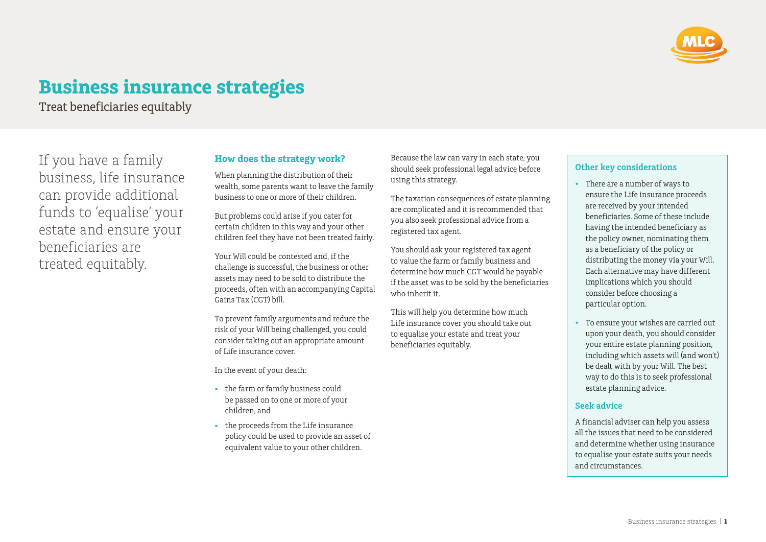# Business insurance strategies

Treat beneficiaries equitably

If you have a family business, life insurance can provide additional funds to 'equalise' your estate and ensure your beneficiaries are treated equitably.

## How does the strategy work?

When planning the distribution of their wealth, some parents want to leave the family business to one or more of their children.

But problems could arise if you cater for certain children in this way and your other children feel they have not been treated fairly.

Your Will could be contested and, if the challenge is successful, the business or other assets may need to be sold to distribute the proceeds, often with an accompanying Capital Gains Tax (CGT) bill.

To prevent family arguments and reduce the risk of your Will being challenged, you could consider taking out an appropriate amount of Life insurance cover.

In the event of your death:

- the farm or family business could be passed on to one or more of your children, and
- the proceeds from the Life insurance policy could be used to provide an asset of equivalent value to your other children.

Because the law can vary in each state, you should seek professional legal advice before using this strategy.

The taxation consequences of estate planning are complicated and it is recommended that you also seek professional advice from a registered tax agent.

You should ask your registered tax agent to value the farm or family business and determine how much CGT would be payable if the asset was to be sold by the beneficiaries who inherit it.

This will help you determine how much Life insurance cover you should take out to equalise your estate and treat your beneficiaries equitably.

### Other key considerations

- There are a number of ways to ensure the Life insurance proceeds are received by your intended beneficiaries. Some of these include having the intended beneficiary as the policy owner, nominating them as a beneficiary of the policy or distributing the money via your Will. Each alternative may have different implications which you should consider before choosing a particular option.
- To ensure your wishes are carried out upon your death, you should consider your entire estate planning position, including which assets will (and won't) be dealt with by your Will. The best way to do this is to seek professional estate planning advice.

### Seek advice

A financial adviser can help you assess all the issues that need to be considered and determine whether using insurance to equalise your estate suits your needs and circumstances.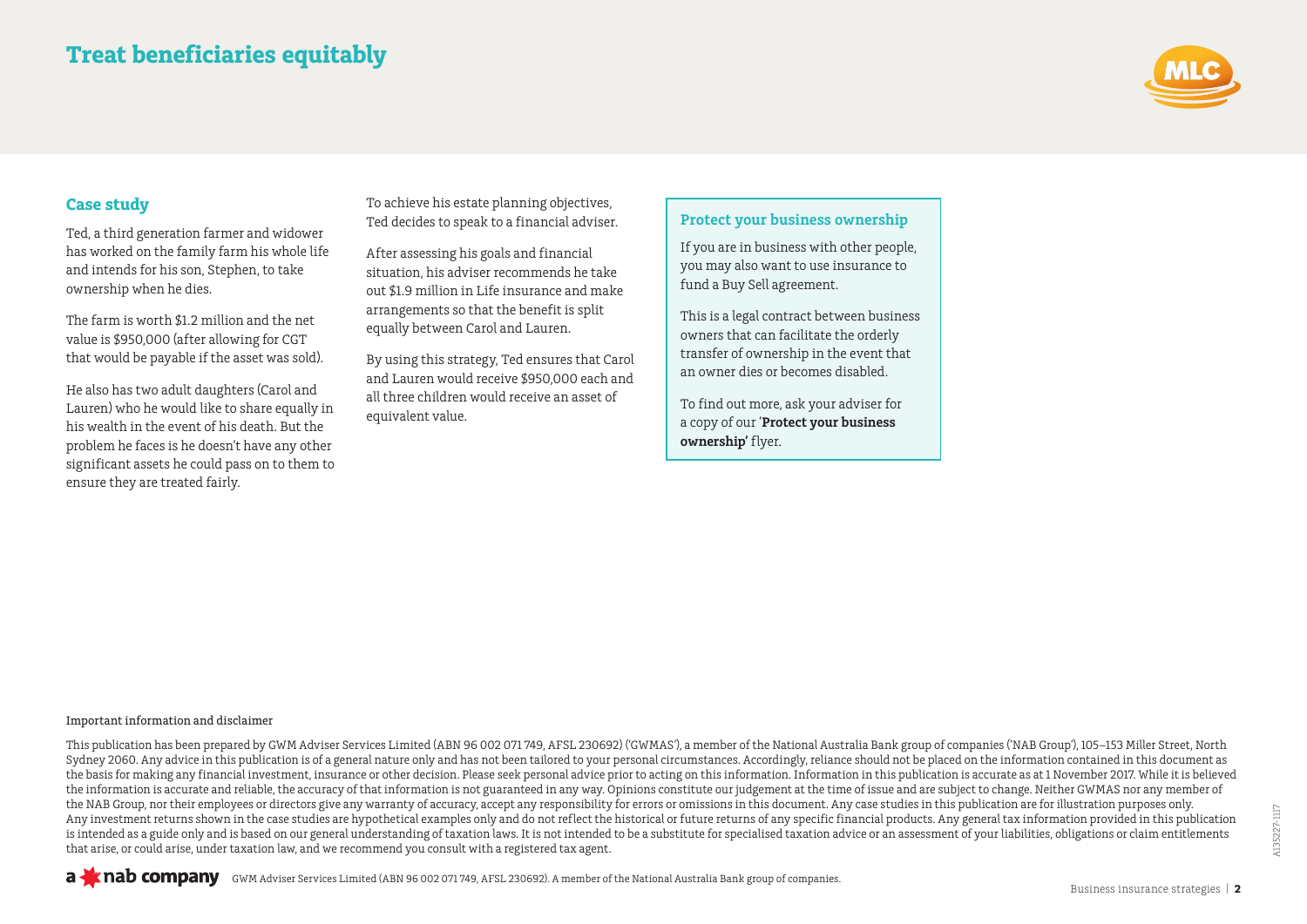# Treat beneficiaries equitably

## Case study

Ted, a third generation farmer and widower has worked on the family farm his whole life and intends for his son, Stephen, to take ownership when he dies.

The farm is worth $1.2 million and the net value is $950,000 (after allowing for CGT that would be payable if the asset was sold).

He also has two adult daughters (Carol and Lauren) who he would like to share equally in his wealth in the event of his death. But the problem he faces is he doesn't have any other significant assets he could pass on to them to ensure they are treated fairly.

To achieve his estate planning objectives, Ted decides to speak to a financial adviser.

After assessing his goals and financial situation, his adviser recommends he take out $1.9 million in Life insurance and make arrangements so that the benefit is split equally between Carol and Lauren.

By using this strategy, Ted ensures that Carol and Lauren would receive $950,000 each and all three children would receive an asset of equivalent value.

### Protect your business ownership

If you are in business with other people, you may also want to use insurance to fund a Buy Sell agreement.

This is a legal contract between business owners that can facilitate the orderly transfer of ownership in the event that an owner dies or becomes disabled.

To find out more, ask your adviser for a copy of our '**Protect your business ownership'** flyer.

Important information and disclaimer

This publication has been prepared by GWM Adviser Services Limited (ABN 96 002 071 749, AFSL 230692) ('GWMAS'), a member of the National Australia Bank group of companies ('NAB Group'), 105–153 Miller Street, North Sydney 2060. Any advice in this publication is of a general nature only and has not been tailored to your personal circumstances. Accordingly, reliance should not be placed on the information contained in this document as the basis for making any financial investment, insurance or other decision. Please seek personal advice prior to acting on this information. Information in this publication is accurate as at 1 November 2017. While it is believed the information is accurate and reliable, the accuracy of that information is not guaranteed in any way. Opinions constitute our judgement at the time of issue and are subject to change. Neither GWMAS nor any member of the NAB Group, nor their employees or directors give any warranty of accuracy, accept any responsibility for errors or omissions in this document. Any case studies in this publication are for illustration purposes only. Any investment returns shown in the case studies are hypothetical examples only and do not reflect the historical or future returns of any specific financial products. Any general tax information provided in this publication is intended as a guide only and is based on our general understanding of taxation laws. It is not intended to be a substitute for specialised taxation advice or an assessment of your liabilities, obligations or claim entitlements that arise, or could arise, under taxation law, and we recommend you consult with a registered tax agent.

a nab company GWM Adviser Services Limited (ABN 96 002 071 749, AFSL 230692). A member of the National Australia Bank group of companies.

A135227-1117